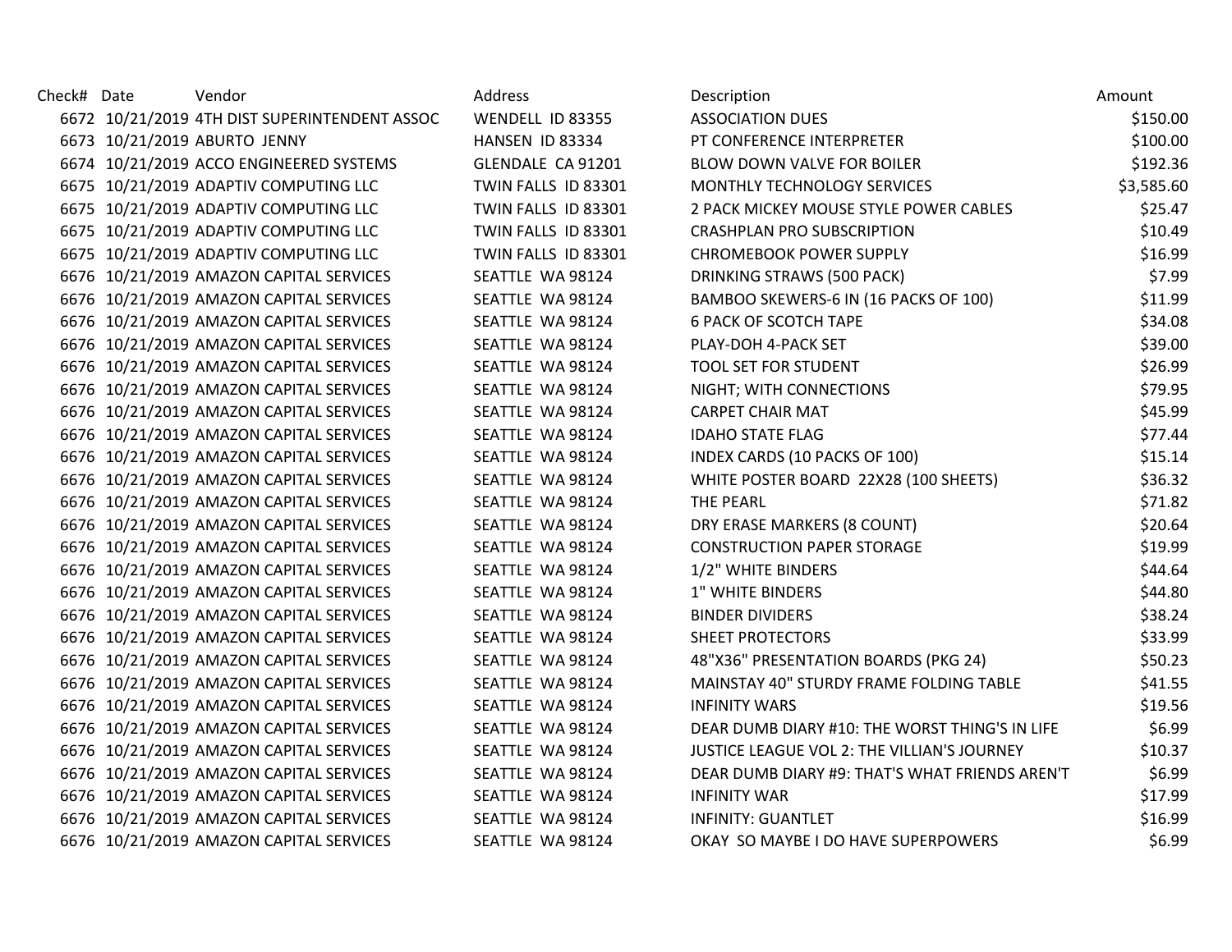| Check# | Date | Vendor | Address | Description | Amount |
|---|---|---|---|---|---|
| 6672 | 10/21/2019 | 4TH DIST SUPERINTENDENT ASSOC | WENDELL ID 83355 | ASSOCIATION DUES | $150.00 |
| 6673 | 10/21/2019 | ABURTO JENNY | HANSEN ID 83334 | PT CONFERENCE INTERPRETER | $100.00 |
| 6674 | 10/21/2019 | ACCO ENGINEERED SYSTEMS | GLENDALE CA 91201 | BLOW DOWN VALVE FOR BOILER | $192.36 |
| 6675 | 10/21/2019 | ADAPTIV COMPUTING LLC | TWIN FALLS ID 83301 | MONTHLY TECHNOLOGY SERVICES | $3,585.60 |
| 6675 | 10/21/2019 | ADAPTIV COMPUTING LLC | TWIN FALLS ID 83301 | 2 PACK MICKEY MOUSE STYLE POWER CABLES | $25.47 |
| 6675 | 10/21/2019 | ADAPTIV COMPUTING LLC | TWIN FALLS ID 83301 | CRASHPLAN PRO SUBSCRIPTION | $10.49 |
| 6675 | 10/21/2019 | ADAPTIV COMPUTING LLC | TWIN FALLS ID 83301 | CHROMEBOOK POWER SUPPLY | $16.99 |
| 6676 | 10/21/2019 | AMAZON CAPITAL SERVICES | SEATTLE WA 98124 | DRINKING STRAWS (500 PACK) | $7.99 |
| 6676 | 10/21/2019 | AMAZON CAPITAL SERVICES | SEATTLE WA 98124 | BAMBOO SKEWERS-6 IN (16 PACKS OF 100) | $11.99 |
| 6676 | 10/21/2019 | AMAZON CAPITAL SERVICES | SEATTLE WA 98124 | 6 PACK OF SCOTCH TAPE | $34.08 |
| 6676 | 10/21/2019 | AMAZON CAPITAL SERVICES | SEATTLE WA 98124 | PLAY-DOH 4-PACK SET | $39.00 |
| 6676 | 10/21/2019 | AMAZON CAPITAL SERVICES | SEATTLE WA 98124 | TOOL SET FOR STUDENT | $26.99 |
| 6676 | 10/21/2019 | AMAZON CAPITAL SERVICES | SEATTLE WA 98124 | NIGHT; WITH CONNECTIONS | $79.95 |
| 6676 | 10/21/2019 | AMAZON CAPITAL SERVICES | SEATTLE WA 98124 | CARPET CHAIR MAT | $45.99 |
| 6676 | 10/21/2019 | AMAZON CAPITAL SERVICES | SEATTLE WA 98124 | IDAHO STATE FLAG | $77.44 |
| 6676 | 10/21/2019 | AMAZON CAPITAL SERVICES | SEATTLE WA 98124 | INDEX CARDS (10 PACKS OF 100) | $15.14 |
| 6676 | 10/21/2019 | AMAZON CAPITAL SERVICES | SEATTLE WA 98124 | WHITE POSTER BOARD 22X28 (100 SHEETS) | $36.32 |
| 6676 | 10/21/2019 | AMAZON CAPITAL SERVICES | SEATTLE WA 98124 | THE PEARL | $71.82 |
| 6676 | 10/21/2019 | AMAZON CAPITAL SERVICES | SEATTLE WA 98124 | DRY ERASE MARKERS (8 COUNT) | $20.64 |
| 6676 | 10/21/2019 | AMAZON CAPITAL SERVICES | SEATTLE WA 98124 | CONSTRUCTION PAPER STORAGE | $19.99 |
| 6676 | 10/21/2019 | AMAZON CAPITAL SERVICES | SEATTLE WA 98124 | 1/2" WHITE BINDERS | $44.64 |
| 6676 | 10/21/2019 | AMAZON CAPITAL SERVICES | SEATTLE WA 98124 | 1" WHITE BINDERS | $44.80 |
| 6676 | 10/21/2019 | AMAZON CAPITAL SERVICES | SEATTLE WA 98124 | BINDER DIVIDERS | $38.24 |
| 6676 | 10/21/2019 | AMAZON CAPITAL SERVICES | SEATTLE WA 98124 | SHEET PROTECTORS | $33.99 |
| 6676 | 10/21/2019 | AMAZON CAPITAL SERVICES | SEATTLE WA 98124 | 48"X36" PRESENTATION BOARDS (PKG 24) | $50.23 |
| 6676 | 10/21/2019 | AMAZON CAPITAL SERVICES | SEATTLE WA 98124 | MAINSTAY 40" STURDY FRAME FOLDING TABLE | $41.55 |
| 6676 | 10/21/2019 | AMAZON CAPITAL SERVICES | SEATTLE WA 98124 | INFINITY WARS | $19.56 |
| 6676 | 10/21/2019 | AMAZON CAPITAL SERVICES | SEATTLE WA 98124 | DEAR DUMB DIARY #10: THE WORST THING'S IN LIFE | $6.99 |
| 6676 | 10/21/2019 | AMAZON CAPITAL SERVICES | SEATTLE WA 98124 | JUSTICE LEAGUE VOL 2: THE VILLIAN'S JOURNEY | $10.37 |
| 6676 | 10/21/2019 | AMAZON CAPITAL SERVICES | SEATTLE WA 98124 | DEAR DUMB DIARY #9: THAT'S WHAT FRIENDS AREN'T | $6.99 |
| 6676 | 10/21/2019 | AMAZON CAPITAL SERVICES | SEATTLE WA 98124 | INFINITY WAR | $17.99 |
| 6676 | 10/21/2019 | AMAZON CAPITAL SERVICES | SEATTLE WA 98124 | INFINITY: GUANTLET | $16.99 |
| 6676 | 10/21/2019 | AMAZON CAPITAL SERVICES | SEATTLE WA 98124 | OKAY SO MAYBE I DO HAVE SUPERPOWERS | $6.99 |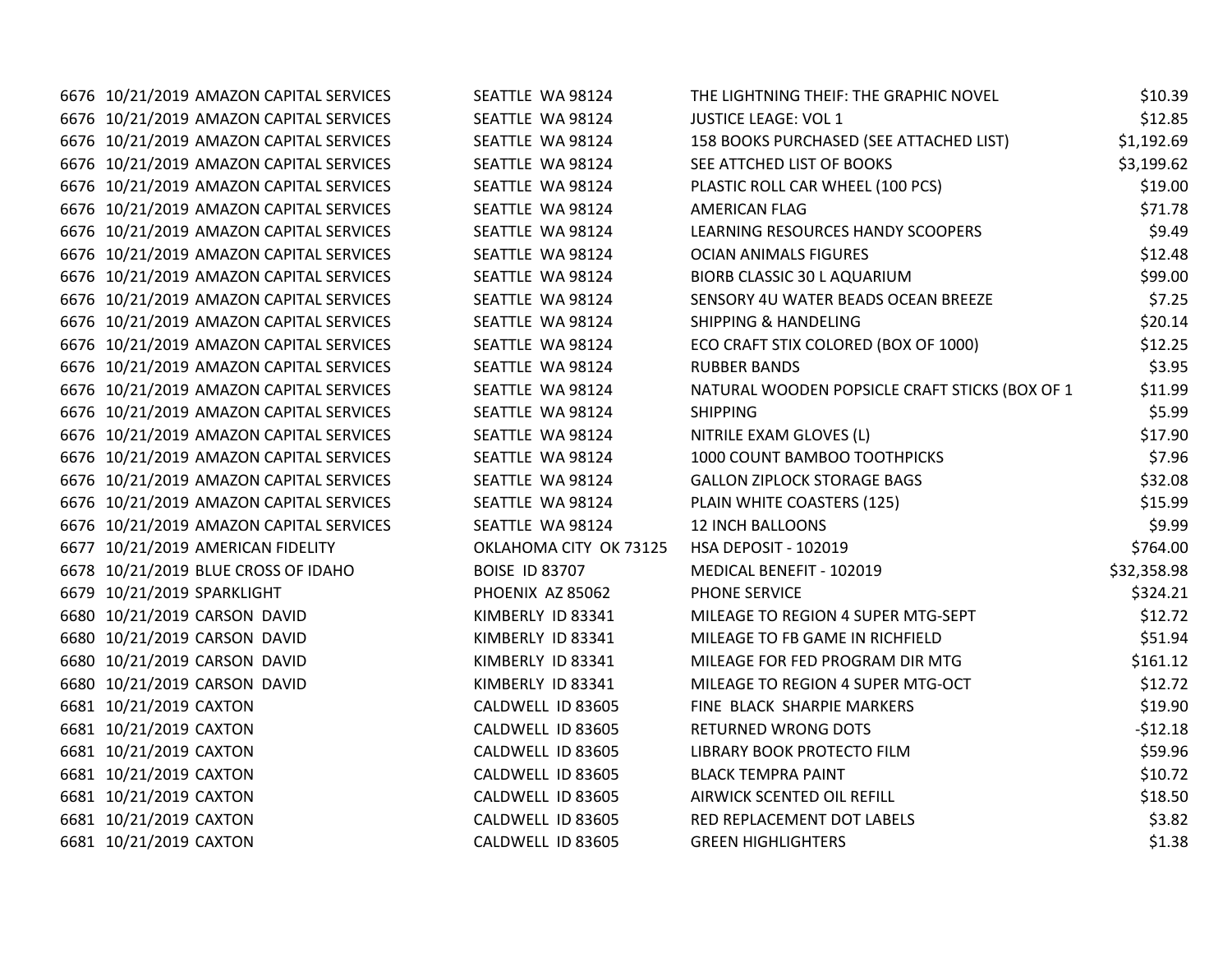| | | | | | |
|---|---|---|---|---|---|
| 6676 | 10/21/2019 | AMAZON CAPITAL SERVICES | SEATTLE WA 98124 | THE LIGHTNING THEIF: THE GRAPHIC NOVEL | $10.39 |
| 6676 | 10/21/2019 | AMAZON CAPITAL SERVICES | SEATTLE WA 98124 | JUSTICE LEAGE: VOL 1 | $12.85 |
| 6676 | 10/21/2019 | AMAZON CAPITAL SERVICES | SEATTLE WA 98124 | 158 BOOKS PURCHASED (SEE ATTACHED LIST) | $1,192.69 |
| 6676 | 10/21/2019 | AMAZON CAPITAL SERVICES | SEATTLE WA 98124 | SEE ATTCHED LIST OF BOOKS | $3,199.62 |
| 6676 | 10/21/2019 | AMAZON CAPITAL SERVICES | SEATTLE WA 98124 | PLASTIC ROLL CAR WHEEL (100 PCS) | $19.00 |
| 6676 | 10/21/2019 | AMAZON CAPITAL SERVICES | SEATTLE WA 98124 | AMERICAN FLAG | $71.78 |
| 6676 | 10/21/2019 | AMAZON CAPITAL SERVICES | SEATTLE WA 98124 | LEARNING RESOURCES HANDY SCOOPERS | $9.49 |
| 6676 | 10/21/2019 | AMAZON CAPITAL SERVICES | SEATTLE WA 98124 | OCIAN ANIMALS FIGURES | $12.48 |
| 6676 | 10/21/2019 | AMAZON CAPITAL SERVICES | SEATTLE WA 98124 | BIORB CLASSIC 30 L AQUARIUM | $99.00 |
| 6676 | 10/21/2019 | AMAZON CAPITAL SERVICES | SEATTLE WA 98124 | SENSORY 4U WATER BEADS OCEAN BREEZE | $7.25 |
| 6676 | 10/21/2019 | AMAZON CAPITAL SERVICES | SEATTLE WA 98124 | SHIPPING & HANDELING | $20.14 |
| 6676 | 10/21/2019 | AMAZON CAPITAL SERVICES | SEATTLE WA 98124 | ECO CRAFT STIX COLORED (BOX OF 1000) | $12.25 |
| 6676 | 10/21/2019 | AMAZON CAPITAL SERVICES | SEATTLE WA 98124 | RUBBER BANDS | $3.95 |
| 6676 | 10/21/2019 | AMAZON CAPITAL SERVICES | SEATTLE WA 98124 | NATURAL WOODEN POPSICLE CRAFT STICKS (BOX OF 1 | $11.99 |
| 6676 | 10/21/2019 | AMAZON CAPITAL SERVICES | SEATTLE WA 98124 | SHIPPING | $5.99 |
| 6676 | 10/21/2019 | AMAZON CAPITAL SERVICES | SEATTLE WA 98124 | NITRILE EXAM GLOVES (L) | $17.90 |
| 6676 | 10/21/2019 | AMAZON CAPITAL SERVICES | SEATTLE WA 98124 | 1000 COUNT BAMBOO TOOTHPICKS | $7.96 |
| 6676 | 10/21/2019 | AMAZON CAPITAL SERVICES | SEATTLE WA 98124 | GALLON ZIPLOCK STORAGE BAGS | $32.08 |
| 6676 | 10/21/2019 | AMAZON CAPITAL SERVICES | SEATTLE WA 98124 | PLAIN WHITE COASTERS (125) | $15.99 |
| 6676 | 10/21/2019 | AMAZON CAPITAL SERVICES | SEATTLE WA 98124 | 12 INCH BALLOONS | $9.99 |
| 6677 | 10/21/2019 | AMERICAN FIDELITY | OKLAHOMA CITY OK 73125 | HSA DEPOSIT - 102019 | $764.00 |
| 6678 | 10/21/2019 | BLUE CROSS OF IDAHO | BOISE ID 83707 | MEDICAL BENEFIT - 102019 | $32,358.98 |
| 6679 | 10/21/2019 | SPARKLIGHT | PHOENIX AZ 85062 | PHONE SERVICE | $324.21 |
| 6680 | 10/21/2019 | CARSON DAVID | KIMBERLY ID 83341 | MILEAGE TO REGION 4 SUPER MTG-SEPT | $12.72 |
| 6680 | 10/21/2019 | CARSON DAVID | KIMBERLY ID 83341 | MILEAGE TO FB GAME IN RICHFIELD | $51.94 |
| 6680 | 10/21/2019 | CARSON DAVID | KIMBERLY ID 83341 | MILEAGE FOR FED PROGRAM DIR MTG | $161.12 |
| 6680 | 10/21/2019 | CARSON DAVID | KIMBERLY ID 83341 | MILEAGE TO REGION 4 SUPER MTG-OCT | $12.72 |
| 6681 | 10/21/2019 | CAXTON | CALDWELL ID 83605 | FINE BLACK SHARPIE MARKERS | $19.90 |
| 6681 | 10/21/2019 | CAXTON | CALDWELL ID 83605 | RETURNED WRONG DOTS | -$12.18 |
| 6681 | 10/21/2019 | CAXTON | CALDWELL ID 83605 | LIBRARY BOOK PROTECTO FILM | $59.96 |
| 6681 | 10/21/2019 | CAXTON | CALDWELL ID 83605 | BLACK TEMPRA PAINT | $10.72 |
| 6681 | 10/21/2019 | CAXTON | CALDWELL ID 83605 | AIRWICK SCENTED OIL REFILL | $18.50 |
| 6681 | 10/21/2019 | CAXTON | CALDWELL ID 83605 | RED REPLACEMENT DOT LABELS | $3.82 |
| 6681 | 10/21/2019 | CAXTON | CALDWELL ID 83605 | GREEN HIGHLIGHTERS | $1.38 |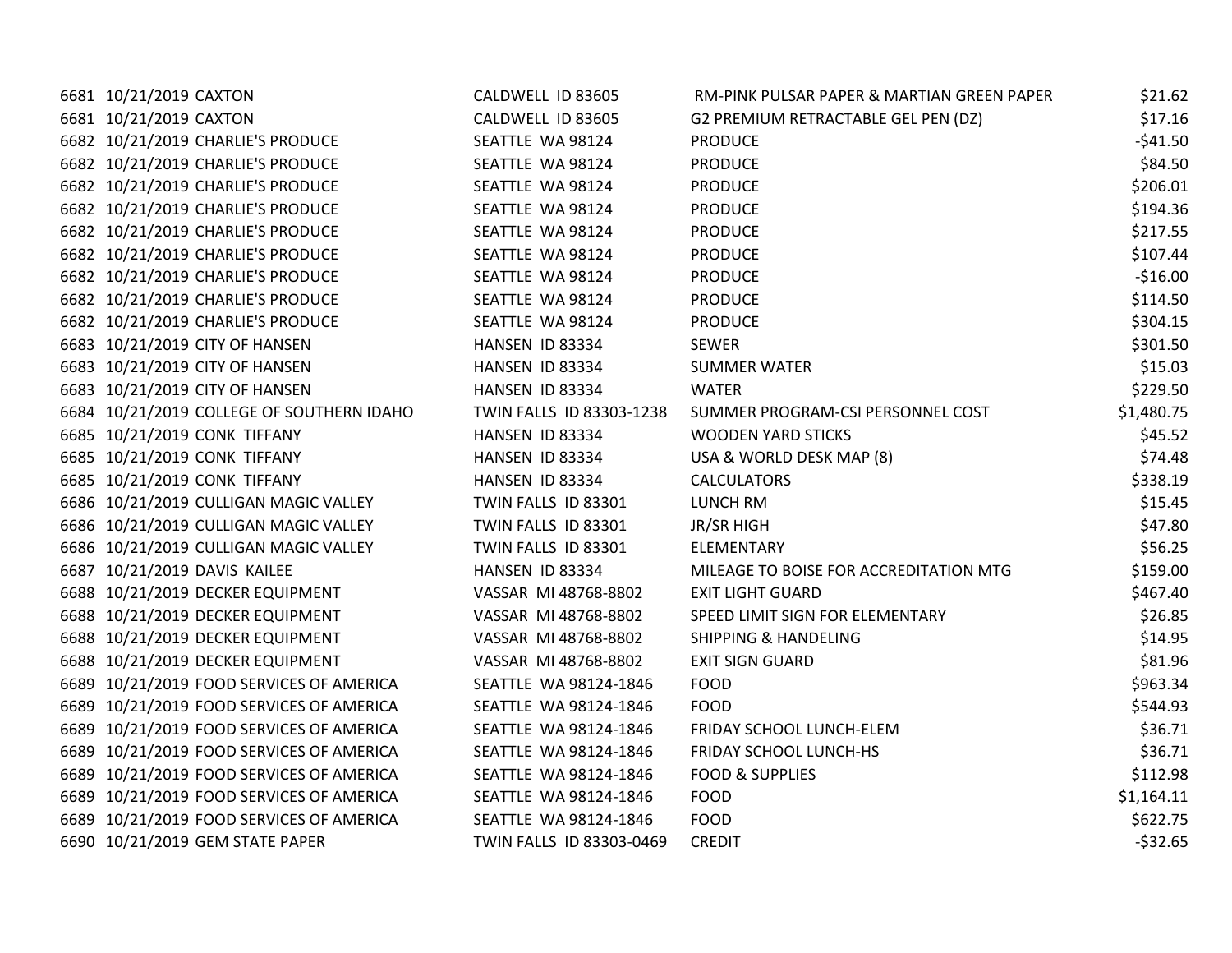| | | | | | |
|---|---|---|---|---|---|
| 6681 | 10/21/2019 | CAXTON | CALDWELL ID 83605 | RM-PINK PULSAR PAPER & MARTIAN GREEN PAPER | $21.62 |
| 6681 | 10/21/2019 | CAXTON | CALDWELL ID 83605 | G2 PREMIUM RETRACTABLE GEL PEN (DZ) | $17.16 |
| 6682 | 10/21/2019 | CHARLIE'S PRODUCE | SEATTLE WA 98124 | PRODUCE | -$41.50 |
| 6682 | 10/21/2019 | CHARLIE'S PRODUCE | SEATTLE WA 98124 | PRODUCE | $84.50 |
| 6682 | 10/21/2019 | CHARLIE'S PRODUCE | SEATTLE WA 98124 | PRODUCE | $206.01 |
| 6682 | 10/21/2019 | CHARLIE'S PRODUCE | SEATTLE WA 98124 | PRODUCE | $194.36 |
| 6682 | 10/21/2019 | CHARLIE'S PRODUCE | SEATTLE WA 98124 | PRODUCE | $217.55 |
| 6682 | 10/21/2019 | CHARLIE'S PRODUCE | SEATTLE WA 98124 | PRODUCE | $107.44 |
| 6682 | 10/21/2019 | CHARLIE'S PRODUCE | SEATTLE WA 98124 | PRODUCE | -$16.00 |
| 6682 | 10/21/2019 | CHARLIE'S PRODUCE | SEATTLE WA 98124 | PRODUCE | $114.50 |
| 6682 | 10/21/2019 | CHARLIE'S PRODUCE | SEATTLE WA 98124 | PRODUCE | $304.15 |
| 6683 | 10/21/2019 | CITY OF HANSEN | HANSEN ID 83334 | SEWER | $301.50 |
| 6683 | 10/21/2019 | CITY OF HANSEN | HANSEN ID 83334 | SUMMER WATER | $15.03 |
| 6683 | 10/21/2019 | CITY OF HANSEN | HANSEN ID 83334 | WATER | $229.50 |
| 6684 | 10/21/2019 | COLLEGE OF SOUTHERN IDAHO | TWIN FALLS ID 83303-1238 | SUMMER PROGRAM-CSI PERSONNEL COST | $1,480.75 |
| 6685 | 10/21/2019 | CONK TIFFANY | HANSEN ID 83334 | WOODEN YARD STICKS | $45.52 |
| 6685 | 10/21/2019 | CONK TIFFANY | HANSEN ID 83334 | USA & WORLD DESK MAP (8) | $74.48 |
| 6685 | 10/21/2019 | CONK TIFFANY | HANSEN ID 83334 | CALCULATORS | $338.19 |
| 6686 | 10/21/2019 | CULLIGAN MAGIC VALLEY | TWIN FALLS ID 83301 | LUNCH RM | $15.45 |
| 6686 | 10/21/2019 | CULLIGAN MAGIC VALLEY | TWIN FALLS ID 83301 | JR/SR HIGH | $47.80 |
| 6686 | 10/21/2019 | CULLIGAN MAGIC VALLEY | TWIN FALLS ID 83301 | ELEMENTARY | $56.25 |
| 6687 | 10/21/2019 | DAVIS KAILEE | HANSEN ID 83334 | MILEAGE TO BOISE FOR ACCREDITATION MTG | $159.00 |
| 6688 | 10/21/2019 | DECKER EQUIPMENT | VASSAR MI 48768-8802 | EXIT LIGHT GUARD | $467.40 |
| 6688 | 10/21/2019 | DECKER EQUIPMENT | VASSAR MI 48768-8802 | SPEED LIMIT SIGN FOR ELEMENTARY | $26.85 |
| 6688 | 10/21/2019 | DECKER EQUIPMENT | VASSAR MI 48768-8802 | SHIPPING & HANDELING | $14.95 |
| 6688 | 10/21/2019 | DECKER EQUIPMENT | VASSAR MI 48768-8802 | EXIT SIGN GUARD | $81.96 |
| 6689 | 10/21/2019 | FOOD SERVICES OF AMERICA | SEATTLE WA 98124-1846 | FOOD | $963.34 |
| 6689 | 10/21/2019 | FOOD SERVICES OF AMERICA | SEATTLE WA 98124-1846 | FOOD | $544.93 |
| 6689 | 10/21/2019 | FOOD SERVICES OF AMERICA | SEATTLE WA 98124-1846 | FRIDAY SCHOOL LUNCH-ELEM | $36.71 |
| 6689 | 10/21/2019 | FOOD SERVICES OF AMERICA | SEATTLE WA 98124-1846 | FRIDAY SCHOOL LUNCH-HS | $36.71 |
| 6689 | 10/21/2019 | FOOD SERVICES OF AMERICA | SEATTLE WA 98124-1846 | FOOD & SUPPLIES | $112.98 |
| 6689 | 10/21/2019 | FOOD SERVICES OF AMERICA | SEATTLE WA 98124-1846 | FOOD | $1,164.11 |
| 6689 | 10/21/2019 | FOOD SERVICES OF AMERICA | SEATTLE WA 98124-1846 | FOOD | $622.75 |
| 6690 | 10/21/2019 | GEM STATE PAPER | TWIN FALLS ID 83303-0469 | CREDIT | -$32.65 |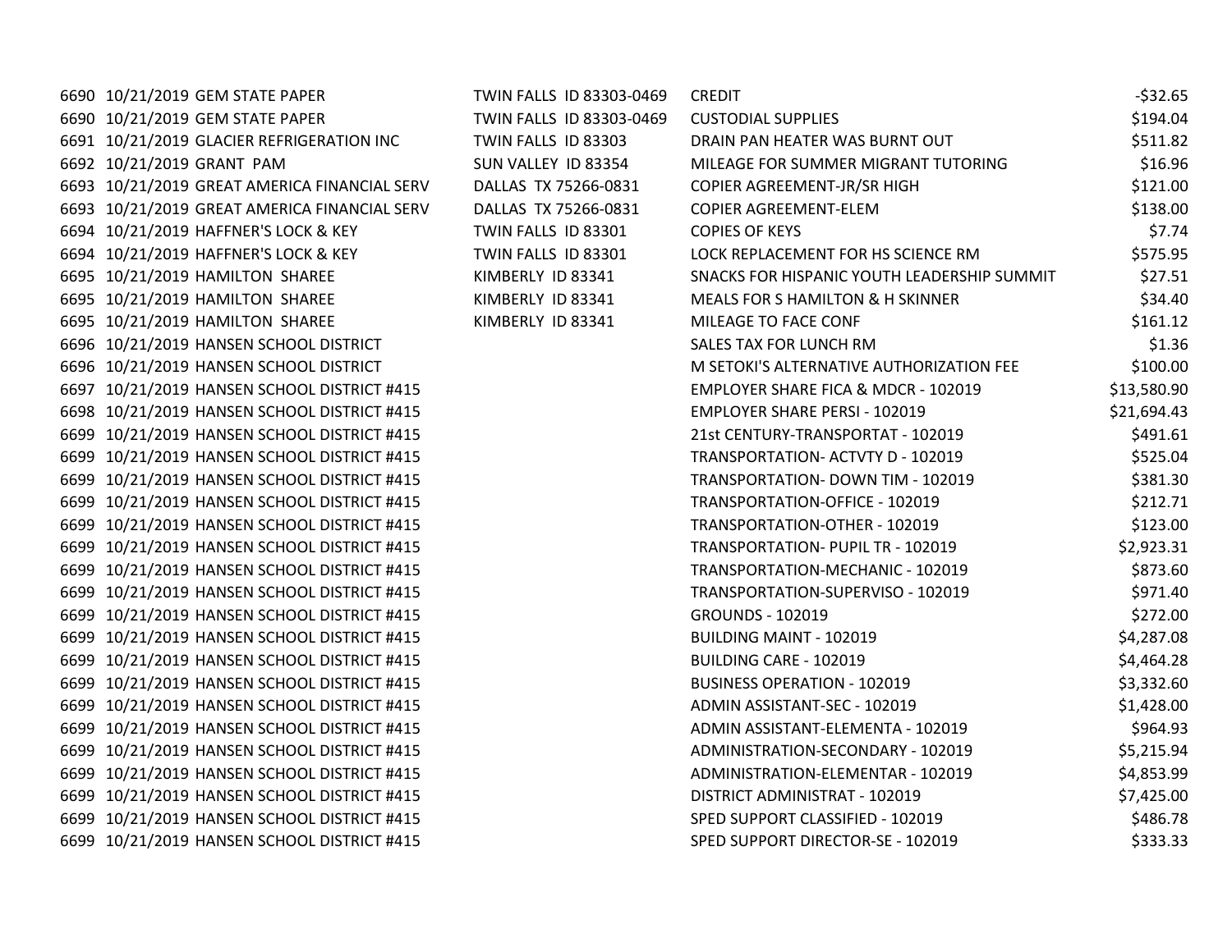| | | | | | |
|---|---|---|---|---|---|
| 6690 | 10/21/2019 | GEM STATE PAPER | TWIN FALLS ID 83303-0469 | CREDIT | -$32.65 |
| 6690 | 10/21/2019 | GEM STATE PAPER | TWIN FALLS ID 83303-0469 | CUSTODIAL SUPPLIES | $194.04 |
| 6691 | 10/21/2019 | GLACIER REFRIGERATION INC | TWIN FALLS ID 83303 | DRAIN PAN HEATER WAS BURNT OUT | $511.82 |
| 6692 | 10/21/2019 | GRANT PAM | SUN VALLEY ID 83354 | MILEAGE FOR SUMMER MIGRANT TUTORING | $16.96 |
| 6693 | 10/21/2019 | GREAT AMERICA FINANCIAL SERV | DALLAS TX 75266-0831 | COPIER AGREEMENT-JR/SR HIGH | $121.00 |
| 6693 | 10/21/2019 | GREAT AMERICA FINANCIAL SERV | DALLAS TX 75266-0831 | COPIER AGREEMENT-ELEM | $138.00 |
| 6694 | 10/21/2019 | HAFFNER'S LOCK & KEY | TWIN FALLS ID 83301 | COPIES OF KEYS | $7.74 |
| 6694 | 10/21/2019 | HAFFNER'S LOCK & KEY | TWIN FALLS ID 83301 | LOCK REPLACEMENT FOR HS SCIENCE RM | $575.95 |
| 6695 | 10/21/2019 | HAMILTON SHAREE | KIMBERLY ID 83341 | SNACKS FOR HISPANIC YOUTH LEADERSHIP SUMMIT | $27.51 |
| 6695 | 10/21/2019 | HAMILTON SHAREE | KIMBERLY ID 83341 | MEALS FOR S HAMILTON & H SKINNER | $34.40 |
| 6695 | 10/21/2019 | HAMILTON SHAREE | KIMBERLY ID 83341 | MILEAGE TO FACE CONF | $161.12 |
| 6696 | 10/21/2019 | HANSEN SCHOOL DISTRICT | | SALES TAX FOR LUNCH RM | $1.36 |
| 6696 | 10/21/2019 | HANSEN SCHOOL DISTRICT | | M SETOKI'S ALTERNATIVE AUTHORIZATION FEE | $100.00 |
| 6697 | 10/21/2019 | HANSEN SCHOOL DISTRICT #415 | | EMPLOYER SHARE FICA & MDCR - 102019 | $13,580.90 |
| 6698 | 10/21/2019 | HANSEN SCHOOL DISTRICT #415 | | EMPLOYER SHARE PERSI - 102019 | $21,694.43 |
| 6699 | 10/21/2019 | HANSEN SCHOOL DISTRICT #415 | | 21st CENTURY-TRANSPORTAT - 102019 | $491.61 |
| 6699 | 10/21/2019 | HANSEN SCHOOL DISTRICT #415 | | TRANSPORTATION- ACTVTY D - 102019 | $525.04 |
| 6699 | 10/21/2019 | HANSEN SCHOOL DISTRICT #415 | | TRANSPORTATION- DOWN TIM - 102019 | $381.30 |
| 6699 | 10/21/2019 | HANSEN SCHOOL DISTRICT #415 | | TRANSPORTATION-OFFICE - 102019 | $212.71 |
| 6699 | 10/21/2019 | HANSEN SCHOOL DISTRICT #415 | | TRANSPORTATION-OTHER - 102019 | $123.00 |
| 6699 | 10/21/2019 | HANSEN SCHOOL DISTRICT #415 | | TRANSPORTATION- PUPIL TR - 102019 | $2,923.31 |
| 6699 | 10/21/2019 | HANSEN SCHOOL DISTRICT #415 | | TRANSPORTATION-MECHANIC - 102019 | $873.60 |
| 6699 | 10/21/2019 | HANSEN SCHOOL DISTRICT #415 | | TRANSPORTATION-SUPERVISO - 102019 | $971.40 |
| 6699 | 10/21/2019 | HANSEN SCHOOL DISTRICT #415 | | GROUNDS - 102019 | $272.00 |
| 6699 | 10/21/2019 | HANSEN SCHOOL DISTRICT #415 | | BUILDING MAINT - 102019 | $4,287.08 |
| 6699 | 10/21/2019 | HANSEN SCHOOL DISTRICT #415 | | BUILDING CARE - 102019 | $4,464.28 |
| 6699 | 10/21/2019 | HANSEN SCHOOL DISTRICT #415 | | BUSINESS OPERATION - 102019 | $3,332.60 |
| 6699 | 10/21/2019 | HANSEN SCHOOL DISTRICT #415 | | ADMIN ASSISTANT-SEC - 102019 | $1,428.00 |
| 6699 | 10/21/2019 | HANSEN SCHOOL DISTRICT #415 | | ADMIN ASSISTANT-ELEMENTA - 102019 | $964.93 |
| 6699 | 10/21/2019 | HANSEN SCHOOL DISTRICT #415 | | ADMINISTRATION-SECONDARY - 102019 | $5,215.94 |
| 6699 | 10/21/2019 | HANSEN SCHOOL DISTRICT #415 | | ADMINISTRATION-ELEMENTAR - 102019 | $4,853.99 |
| 6699 | 10/21/2019 | HANSEN SCHOOL DISTRICT #415 | | DISTRICT ADMINISTRAT - 102019 | $7,425.00 |
| 6699 | 10/21/2019 | HANSEN SCHOOL DISTRICT #415 | | SPED SUPPORT CLASSIFIED - 102019 | $486.78 |
| 6699 | 10/21/2019 | HANSEN SCHOOL DISTRICT #415 | | SPED SUPPORT DIRECTOR-SE - 102019 | $333.33 |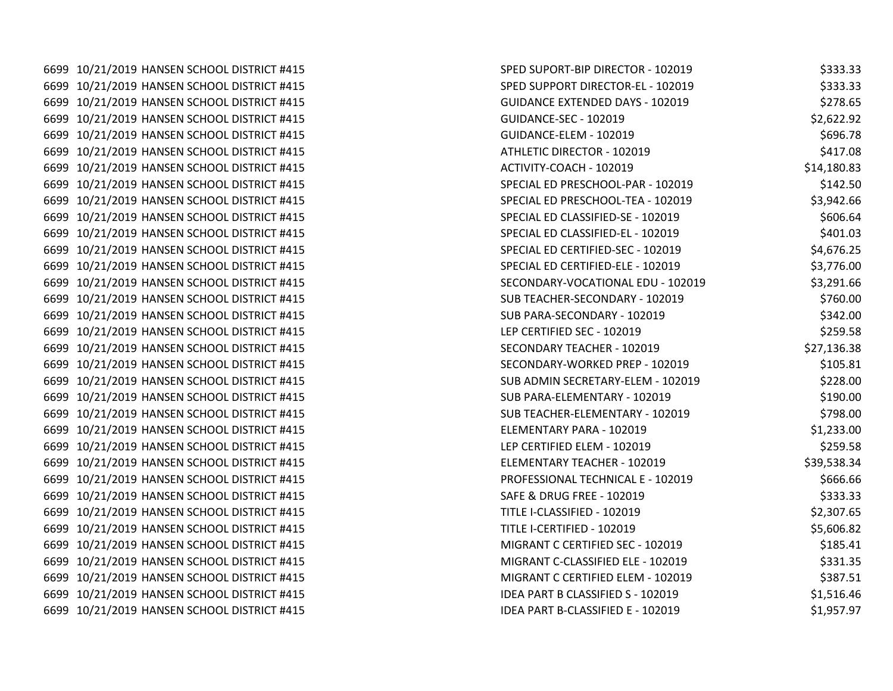| | | | | |
|---|---|---|---|---|
| 6699 | 10/21/2019 | HANSEN SCHOOL DISTRICT #415 | SPED SUPORT-BIP DIRECTOR - 102019 | $333.33 |
| 6699 | 10/21/2019 | HANSEN SCHOOL DISTRICT #415 | SPED SUPPORT DIRECTOR-EL - 102019 | $333.33 |
| 6699 | 10/21/2019 | HANSEN SCHOOL DISTRICT #415 | GUIDANCE EXTENDED DAYS - 102019 | $278.65 |
| 6699 | 10/21/2019 | HANSEN SCHOOL DISTRICT #415 | GUIDANCE-SEC - 102019 | $2,622.92 |
| 6699 | 10/21/2019 | HANSEN SCHOOL DISTRICT #415 | GUIDANCE-ELEM - 102019 | $696.78 |
| 6699 | 10/21/2019 | HANSEN SCHOOL DISTRICT #415 | ATHLETIC DIRECTOR - 102019 | $417.08 |
| 6699 | 10/21/2019 | HANSEN SCHOOL DISTRICT #415 | ACTIVITY-COACH - 102019 | $14,180.83 |
| 6699 | 10/21/2019 | HANSEN SCHOOL DISTRICT #415 | SPECIAL ED PRESCHOOL-PAR - 102019 | $142.50 |
| 6699 | 10/21/2019 | HANSEN SCHOOL DISTRICT #415 | SPECIAL ED PRESCHOOL-TEA - 102019 | $3,942.66 |
| 6699 | 10/21/2019 | HANSEN SCHOOL DISTRICT #415 | SPECIAL ED CLASSIFIED-SE - 102019 | $606.64 |
| 6699 | 10/21/2019 | HANSEN SCHOOL DISTRICT #415 | SPECIAL ED CLASSIFIED-EL - 102019 | $401.03 |
| 6699 | 10/21/2019 | HANSEN SCHOOL DISTRICT #415 | SPECIAL ED CERTIFIED-SEC - 102019 | $4,676.25 |
| 6699 | 10/21/2019 | HANSEN SCHOOL DISTRICT #415 | SPECIAL ED CERTIFIED-ELE - 102019 | $3,776.00 |
| 6699 | 10/21/2019 | HANSEN SCHOOL DISTRICT #415 | SECONDARY-VOCATIONAL EDU - 102019 | $3,291.66 |
| 6699 | 10/21/2019 | HANSEN SCHOOL DISTRICT #415 | SUB TEACHER-SECONDARY - 102019 | $760.00 |
| 6699 | 10/21/2019 | HANSEN SCHOOL DISTRICT #415 | SUB PARA-SECONDARY - 102019 | $342.00 |
| 6699 | 10/21/2019 | HANSEN SCHOOL DISTRICT #415 | LEP CERTIFIED SEC - 102019 | $259.58 |
| 6699 | 10/21/2019 | HANSEN SCHOOL DISTRICT #415 | SECONDARY TEACHER - 102019 | $27,136.38 |
| 6699 | 10/21/2019 | HANSEN SCHOOL DISTRICT #415 | SECONDARY-WORKED PREP - 102019 | $105.81 |
| 6699 | 10/21/2019 | HANSEN SCHOOL DISTRICT #415 | SUB ADMIN SECRETARY-ELEM - 102019 | $228.00 |
| 6699 | 10/21/2019 | HANSEN SCHOOL DISTRICT #415 | SUB PARA-ELEMENTARY - 102019 | $190.00 |
| 6699 | 10/21/2019 | HANSEN SCHOOL DISTRICT #415 | SUB TEACHER-ELEMENTARY - 102019 | $798.00 |
| 6699 | 10/21/2019 | HANSEN SCHOOL DISTRICT #415 | ELEMENTARY PARA - 102019 | $1,233.00 |
| 6699 | 10/21/2019 | HANSEN SCHOOL DISTRICT #415 | LEP CERTIFIED ELEM - 102019 | $259.58 |
| 6699 | 10/21/2019 | HANSEN SCHOOL DISTRICT #415 | ELEMENTARY TEACHER - 102019 | $39,538.34 |
| 6699 | 10/21/2019 | HANSEN SCHOOL DISTRICT #415 | PROFESSIONAL TECHNICAL E - 102019 | $666.66 |
| 6699 | 10/21/2019 | HANSEN SCHOOL DISTRICT #415 | SAFE & DRUG FREE - 102019 | $333.33 |
| 6699 | 10/21/2019 | HANSEN SCHOOL DISTRICT #415 | TITLE I-CLASSIFIED - 102019 | $2,307.65 |
| 6699 | 10/21/2019 | HANSEN SCHOOL DISTRICT #415 | TITLE I-CERTIFIED - 102019 | $5,606.82 |
| 6699 | 10/21/2019 | HANSEN SCHOOL DISTRICT #415 | MIGRANT C CERTIFIED SEC - 102019 | $185.41 |
| 6699 | 10/21/2019 | HANSEN SCHOOL DISTRICT #415 | MIGRANT C-CLASSIFIED ELE - 102019 | $331.35 |
| 6699 | 10/21/2019 | HANSEN SCHOOL DISTRICT #415 | MIGRANT C CERTIFIED ELEM - 102019 | $387.51 |
| 6699 | 10/21/2019 | HANSEN SCHOOL DISTRICT #415 | IDEA PART B CLASSIFIED S - 102019 | $1,516.46 |
| 6699 | 10/21/2019 | HANSEN SCHOOL DISTRICT #415 | IDEA PART B-CLASSIFIED E - 102019 | $1,957.97 |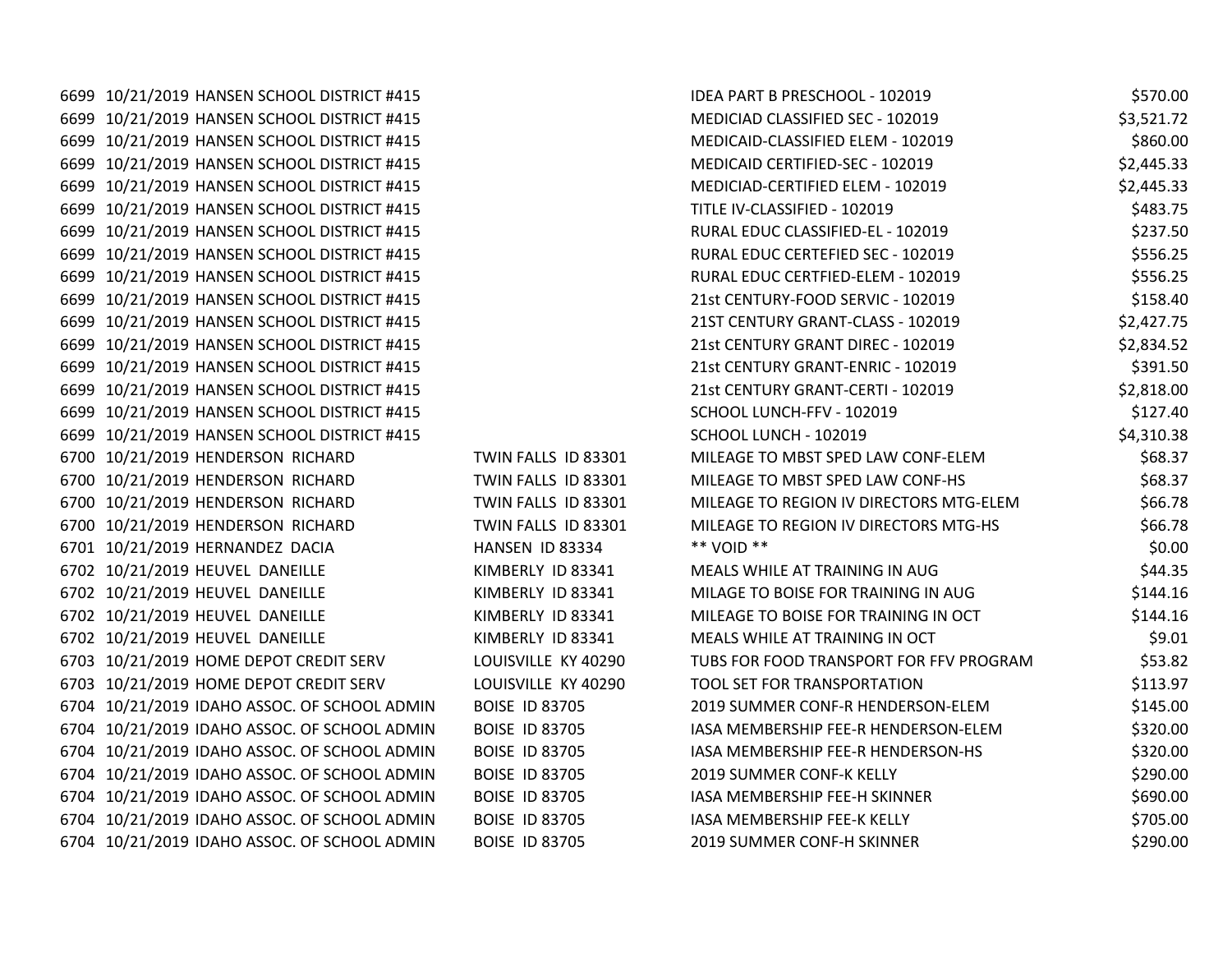| | | | | | |
|---|---|---|---|---|---|
| 6699 | 10/21/2019 | HANSEN SCHOOL DISTRICT #415 | | IDEA PART B PRESCHOOL - 102019 | $570.00 |
| 6699 | 10/21/2019 | HANSEN SCHOOL DISTRICT #415 | | MEDICIAD CLASSIFIED SEC - 102019 | $3,521.72 |
| 6699 | 10/21/2019 | HANSEN SCHOOL DISTRICT #415 | | MEDICAID-CLASSIFIED ELEM - 102019 | $860.00 |
| 6699 | 10/21/2019 | HANSEN SCHOOL DISTRICT #415 | | MEDICAID CERTIFIED-SEC - 102019 | $2,445.33 |
| 6699 | 10/21/2019 | HANSEN SCHOOL DISTRICT #415 | | MEDICIAD-CERTIFIED ELEM - 102019 | $2,445.33 |
| 6699 | 10/21/2019 | HANSEN SCHOOL DISTRICT #415 | | TITLE IV-CLASSIFIED - 102019 | $483.75 |
| 6699 | 10/21/2019 | HANSEN SCHOOL DISTRICT #415 | | RURAL EDUC CLASSIFIED-EL - 102019 | $237.50 |
| 6699 | 10/21/2019 | HANSEN SCHOOL DISTRICT #415 | | RURAL EDUC CERTEFIED SEC - 102019 | $556.25 |
| 6699 | 10/21/2019 | HANSEN SCHOOL DISTRICT #415 | | RURAL EDUC CERTFIED-ELEM - 102019 | $556.25 |
| 6699 | 10/21/2019 | HANSEN SCHOOL DISTRICT #415 | | 21st CENTURY-FOOD SERVIC - 102019 | $158.40 |
| 6699 | 10/21/2019 | HANSEN SCHOOL DISTRICT #415 | | 21ST CENTURY GRANT-CLASS - 102019 | $2,427.75 |
| 6699 | 10/21/2019 | HANSEN SCHOOL DISTRICT #415 | | 21st CENTURY GRANT DIREC - 102019 | $2,834.52 |
| 6699 | 10/21/2019 | HANSEN SCHOOL DISTRICT #415 | | 21st CENTURY GRANT-ENRIC - 102019 | $391.50 |
| 6699 | 10/21/2019 | HANSEN SCHOOL DISTRICT #415 | | 21st CENTURY GRANT-CERTI - 102019 | $2,818.00 |
| 6699 | 10/21/2019 | HANSEN SCHOOL DISTRICT #415 | | SCHOOL LUNCH-FFV - 102019 | $127.40 |
| 6699 | 10/21/2019 | HANSEN SCHOOL DISTRICT #415 | | SCHOOL LUNCH - 102019 | $4,310.38 |
| 6700 | 10/21/2019 | HENDERSON RICHARD | TWIN FALLS ID 83301 | MILEAGE TO MBST SPED LAW CONF-ELEM | $68.37 |
| 6700 | 10/21/2019 | HENDERSON RICHARD | TWIN FALLS ID 83301 | MILEAGE TO MBST SPED LAW CONF-HS | $68.37 |
| 6700 | 10/21/2019 | HENDERSON RICHARD | TWIN FALLS ID 83301 | MILEAGE TO REGION IV DIRECTORS MTG-ELEM | $66.78 |
| 6700 | 10/21/2019 | HENDERSON RICHARD | TWIN FALLS ID 83301 | MILEAGE TO REGION IV DIRECTORS MTG-HS | $66.78 |
| 6701 | 10/21/2019 | HERNANDEZ DACIA | HANSEN ID 83334 | ** VOID ** | $0.00 |
| 6702 | 10/21/2019 | HEUVEL DANEILLE | KIMBERLY ID 83341 | MEALS WHILE AT TRAINING IN AUG | $44.35 |
| 6702 | 10/21/2019 | HEUVEL DANEILLE | KIMBERLY ID 83341 | MILAGE TO BOISE FOR TRAINING IN AUG | $144.16 |
| 6702 | 10/21/2019 | HEUVEL DANEILLE | KIMBERLY ID 83341 | MILEAGE TO BOISE FOR TRAINING IN OCT | $144.16 |
| 6702 | 10/21/2019 | HEUVEL DANEILLE | KIMBERLY ID 83341 | MEALS WHILE AT TRAINING IN OCT | $9.01 |
| 6703 | 10/21/2019 | HOME DEPOT CREDIT SERV | LOUISVILLE KY 40290 | TUBS FOR FOOD TRANSPORT FOR FFV PROGRAM | $53.82 |
| 6703 | 10/21/2019 | HOME DEPOT CREDIT SERV | LOUISVILLE KY 40290 | TOOL SET FOR TRANSPORTATION | $113.97 |
| 6704 | 10/21/2019 | IDAHO ASSOC. OF SCHOOL ADMIN | BOISE ID 83705 | 2019 SUMMER CONF-R HENDERSON-ELEM | $145.00 |
| 6704 | 10/21/2019 | IDAHO ASSOC. OF SCHOOL ADMIN | BOISE ID 83705 | IASA MEMBERSHIP FEE-R HENDERSON-ELEM | $320.00 |
| 6704 | 10/21/2019 | IDAHO ASSOC. OF SCHOOL ADMIN | BOISE ID 83705 | IASA MEMBERSHIP FEE-R HENDERSON-HS | $320.00 |
| 6704 | 10/21/2019 | IDAHO ASSOC. OF SCHOOL ADMIN | BOISE ID 83705 | 2019 SUMMER CONF-K KELLY | $290.00 |
| 6704 | 10/21/2019 | IDAHO ASSOC. OF SCHOOL ADMIN | BOISE ID 83705 | IASA MEMBERSHIP FEE-H SKINNER | $690.00 |
| 6704 | 10/21/2019 | IDAHO ASSOC. OF SCHOOL ADMIN | BOISE ID 83705 | IASA MEMBERSHIP FEE-K KELLY | $705.00 |
| 6704 | 10/21/2019 | IDAHO ASSOC. OF SCHOOL ADMIN | BOISE ID 83705 | 2019 SUMMER CONF-H SKINNER | $290.00 |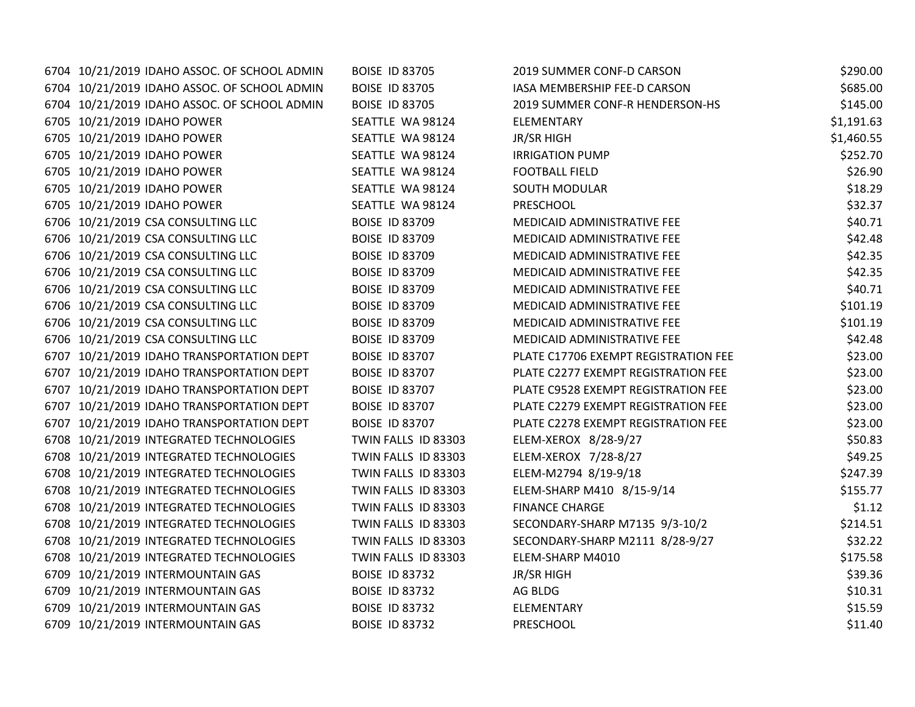| | | | | | |
|---|---|---|---|---|---|
| 6704 | 10/21/2019 | IDAHO ASSOC. OF SCHOOL ADMIN | BOISE ID 83705 | 2019 SUMMER CONF-D CARSON | $290.00 |
| 6704 | 10/21/2019 | IDAHO ASSOC. OF SCHOOL ADMIN | BOISE ID 83705 | IASA MEMBERSHIP FEE-D CARSON | $685.00 |
| 6704 | 10/21/2019 | IDAHO ASSOC. OF SCHOOL ADMIN | BOISE ID 83705 | 2019 SUMMER CONF-R HENDERSON-HS | $145.00 |
| 6705 | 10/21/2019 | IDAHO POWER | SEATTLE WA 98124 | ELEMENTARY | $1,191.63 |
| 6705 | 10/21/2019 | IDAHO POWER | SEATTLE WA 98124 | JR/SR HIGH | $1,460.55 |
| 6705 | 10/21/2019 | IDAHO POWER | SEATTLE WA 98124 | IRRIGATION PUMP | $252.70 |
| 6705 | 10/21/2019 | IDAHO POWER | SEATTLE WA 98124 | FOOTBALL FIELD | $26.90 |
| 6705 | 10/21/2019 | IDAHO POWER | SEATTLE WA 98124 | SOUTH MODULAR | $18.29 |
| 6705 | 10/21/2019 | IDAHO POWER | SEATTLE WA 98124 | PRESCHOOL | $32.37 |
| 6706 | 10/21/2019 | CSA CONSULTING LLC | BOISE ID 83709 | MEDICAID ADMINISTRATIVE FEE | $40.71 |
| 6706 | 10/21/2019 | CSA CONSULTING LLC | BOISE ID 83709 | MEDICAID ADMINISTRATIVE FEE | $42.48 |
| 6706 | 10/21/2019 | CSA CONSULTING LLC | BOISE ID 83709 | MEDICAID ADMINISTRATIVE FEE | $42.35 |
| 6706 | 10/21/2019 | CSA CONSULTING LLC | BOISE ID 83709 | MEDICAID ADMINISTRATIVE FEE | $42.35 |
| 6706 | 10/21/2019 | CSA CONSULTING LLC | BOISE ID 83709 | MEDICAID ADMINISTRATIVE FEE | $40.71 |
| 6706 | 10/21/2019 | CSA CONSULTING LLC | BOISE ID 83709 | MEDICAID ADMINISTRATIVE FEE | $101.19 |
| 6706 | 10/21/2019 | CSA CONSULTING LLC | BOISE ID 83709 | MEDICAID ADMINISTRATIVE FEE | $101.19 |
| 6706 | 10/21/2019 | CSA CONSULTING LLC | BOISE ID 83709 | MEDICAID ADMINISTRATIVE FEE | $42.48 |
| 6707 | 10/21/2019 | IDAHO TRANSPORTATION DEPT | BOISE ID 83707 | PLATE C17706 EXEMPT REGISTRATION FEE | $23.00 |
| 6707 | 10/21/2019 | IDAHO TRANSPORTATION DEPT | BOISE ID 83707 | PLATE C2277 EXEMPT REGISTRATION FEE | $23.00 |
| 6707 | 10/21/2019 | IDAHO TRANSPORTATION DEPT | BOISE ID 83707 | PLATE C9528 EXEMPT REGISTRATION FEE | $23.00 |
| 6707 | 10/21/2019 | IDAHO TRANSPORTATION DEPT | BOISE ID 83707 | PLATE C2279 EXEMPT REGISTRATION FEE | $23.00 |
| 6707 | 10/21/2019 | IDAHO TRANSPORTATION DEPT | BOISE ID 83707 | PLATE C2278 EXEMPT REGISTRATION FEE | $23.00 |
| 6708 | 10/21/2019 | INTEGRATED TECHNOLOGIES | TWIN FALLS ID 83303 | ELEM-XEROX 8/28-9/27 | $50.83 |
| 6708 | 10/21/2019 | INTEGRATED TECHNOLOGIES | TWIN FALLS ID 83303 | ELEM-XEROX 7/28-8/27 | $49.25 |
| 6708 | 10/21/2019 | INTEGRATED TECHNOLOGIES | TWIN FALLS ID 83303 | ELEM-M2794 8/19-9/18 | $247.39 |
| 6708 | 10/21/2019 | INTEGRATED TECHNOLOGIES | TWIN FALLS ID 83303 | ELEM-SHARP M410 8/15-9/14 | $155.77 |
| 6708 | 10/21/2019 | INTEGRATED TECHNOLOGIES | TWIN FALLS ID 83303 | FINANCE CHARGE | $1.12 |
| 6708 | 10/21/2019 | INTEGRATED TECHNOLOGIES | TWIN FALLS ID 83303 | SECONDARY-SHARP M7135 9/3-10/2 | $214.51 |
| 6708 | 10/21/2019 | INTEGRATED TECHNOLOGIES | TWIN FALLS ID 83303 | SECONDARY-SHARP M2111 8/28-9/27 | $32.22 |
| 6708 | 10/21/2019 | INTEGRATED TECHNOLOGIES | TWIN FALLS ID 83303 | ELEM-SHARP M4010 | $175.58 |
| 6709 | 10/21/2019 | INTERMOUNTAIN GAS | BOISE ID 83732 | JR/SR HIGH | $39.36 |
| 6709 | 10/21/2019 | INTERMOUNTAIN GAS | BOISE ID 83732 | AG BLDG | $10.31 |
| 6709 | 10/21/2019 | INTERMOUNTAIN GAS | BOISE ID 83732 | ELEMENTARY | $15.59 |
| 6709 | 10/21/2019 | INTERMOUNTAIN GAS | BOISE ID 83732 | PRESCHOOL | $11.40 |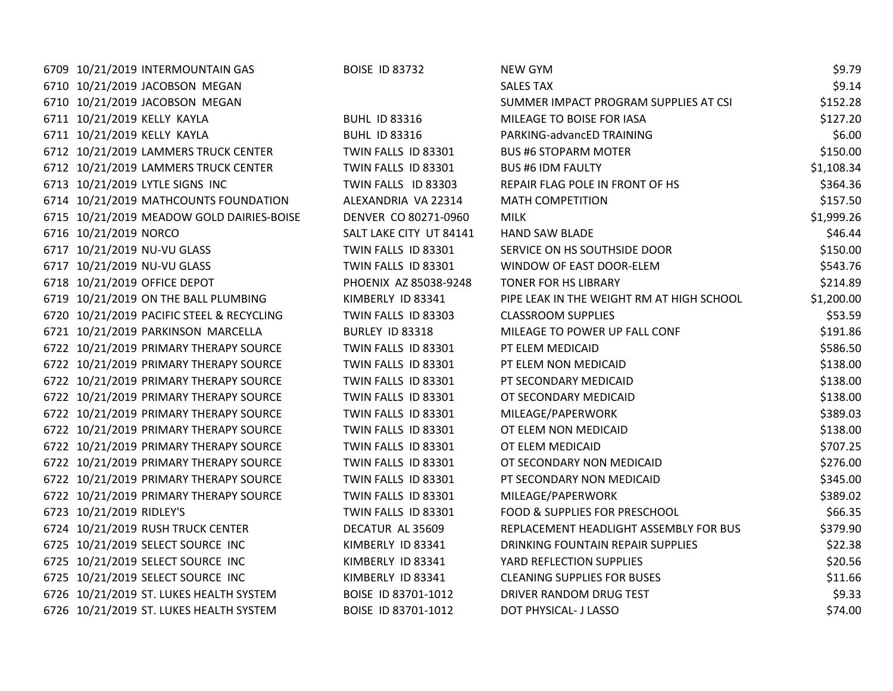| | | | | | |
|---|---|---|---|---|---|
| 6709 | 10/21/2019 | INTERMOUNTAIN GAS | BOISE ID 83732 | NEW GYM | $9.79 |
| 6710 | 10/21/2019 | JACOBSON MEGAN | | SALES TAX | $9.14 |
| 6710 | 10/21/2019 | JACOBSON MEGAN | | SUMMER IMPACT PROGRAM SUPPLIES AT CSI | $152.28 |
| 6711 | 10/21/2019 | KELLY KAYLA | BUHL ID 83316 | MILEAGE TO BOISE FOR IASA | $127.20 |
| 6711 | 10/21/2019 | KELLY KAYLA | BUHL ID 83316 | PARKING-advancED TRAINING | $6.00 |
| 6712 | 10/21/2019 | LAMMERS TRUCK CENTER | TWIN FALLS ID 83301 | BUS #6 STOPARM MOTER | $150.00 |
| 6712 | 10/21/2019 | LAMMERS TRUCK CENTER | TWIN FALLS ID 83301 | BUS #6 IDM FAULTY | $1,108.34 |
| 6713 | 10/21/2019 | LYTLE SIGNS INC | TWIN FALLS ID 83303 | REPAIR FLAG POLE IN FRONT OF HS | $364.36 |
| 6714 | 10/21/2019 | MATHCOUNTS FOUNDATION | ALEXANDRIA VA 22314 | MATH COMPETITION | $157.50 |
| 6715 | 10/21/2019 | MEADOW GOLD DAIRIES-BOISE | DENVER CO 80271-0960 | MILK | $1,999.26 |
| 6716 | 10/21/2019 | NORCO | SALT LAKE CITY UT 84141 | HAND SAW BLADE | $46.44 |
| 6717 | 10/21/2019 | NU-VU GLASS | TWIN FALLS ID 83301 | SERVICE ON HS SOUTHSIDE DOOR | $150.00 |
| 6717 | 10/21/2019 | NU-VU GLASS | TWIN FALLS ID 83301 | WINDOW OF EAST DOOR-ELEM | $543.76 |
| 6718 | 10/21/2019 | OFFICE DEPOT | PHOENIX AZ 85038-9248 | TONER FOR HS LIBRARY | $214.89 |
| 6719 | 10/21/2019 | ON THE BALL PLUMBING | KIMBERLY ID 83341 | PIPE LEAK IN THE WEIGHT RM AT HIGH SCHOOL | $1,200.00 |
| 6720 | 10/21/2019 | PACIFIC STEEL & RECYCLING | TWIN FALLS ID 83303 | CLASSROOM SUPPLIES | $53.59 |
| 6721 | 10/21/2019 | PARKINSON MARCELLA | BURLEY ID 83318 | MILEAGE TO POWER UP FALL CONF | $191.86 |
| 6722 | 10/21/2019 | PRIMARY THERAPY SOURCE | TWIN FALLS ID 83301 | PT ELEM MEDICAID | $586.50 |
| 6722 | 10/21/2019 | PRIMARY THERAPY SOURCE | TWIN FALLS ID 83301 | PT ELEM NON MEDICAID | $138.00 |
| 6722 | 10/21/2019 | PRIMARY THERAPY SOURCE | TWIN FALLS ID 83301 | PT SECONDARY MEDICAID | $138.00 |
| 6722 | 10/21/2019 | PRIMARY THERAPY SOURCE | TWIN FALLS ID 83301 | OT SECONDARY MEDICAID | $138.00 |
| 6722 | 10/21/2019 | PRIMARY THERAPY SOURCE | TWIN FALLS ID 83301 | MILEAGE/PAPERWORK | $389.03 |
| 6722 | 10/21/2019 | PRIMARY THERAPY SOURCE | TWIN FALLS ID 83301 | OT ELEM NON MEDICAID | $138.00 |
| 6722 | 10/21/2019 | PRIMARY THERAPY SOURCE | TWIN FALLS ID 83301 | OT ELEM MEDICAID | $707.25 |
| 6722 | 10/21/2019 | PRIMARY THERAPY SOURCE | TWIN FALLS ID 83301 | OT SECONDARY NON MEDICAID | $276.00 |
| 6722 | 10/21/2019 | PRIMARY THERAPY SOURCE | TWIN FALLS ID 83301 | PT SECONDARY NON MEDICAID | $345.00 |
| 6722 | 10/21/2019 | PRIMARY THERAPY SOURCE | TWIN FALLS ID 83301 | MILEAGE/PAPERWORK | $389.02 |
| 6723 | 10/21/2019 | RIDLEY'S | TWIN FALLS ID 83301 | FOOD & SUPPLIES FOR PRESCHOOL | $66.35 |
| 6724 | 10/21/2019 | RUSH TRUCK CENTER | DECATUR AL 35609 | REPLACEMENT HEADLIGHT ASSEMBLY FOR BUS | $379.90 |
| 6725 | 10/21/2019 | SELECT SOURCE INC | KIMBERLY ID 83341 | DRINKING FOUNTAIN REPAIR SUPPLIES | $22.38 |
| 6725 | 10/21/2019 | SELECT SOURCE INC | KIMBERLY ID 83341 | YARD REFLECTION SUPPLIES | $20.56 |
| 6725 | 10/21/2019 | SELECT SOURCE INC | KIMBERLY ID 83341 | CLEANING SUPPLIES FOR BUSES | $11.66 |
| 6726 | 10/21/2019 | ST. LUKES HEALTH SYSTEM | BOISE ID 83701-1012 | DRIVER RANDOM DRUG TEST | $9.33 |
| 6726 | 10/21/2019 | ST. LUKES HEALTH SYSTEM | BOISE ID 83701-1012 | DOT PHYSICAL- J LASSO | $74.00 |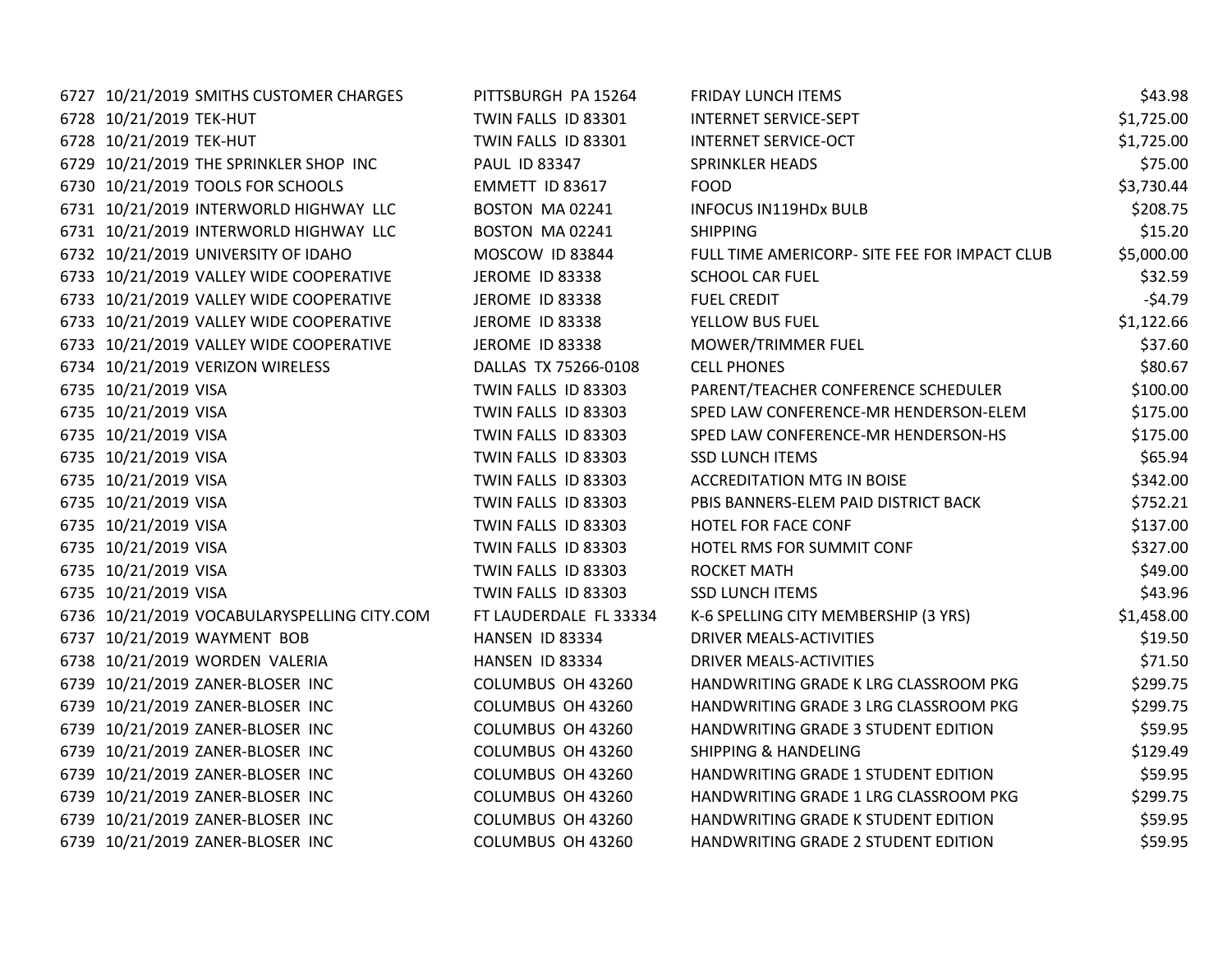| | | | | | |
|---|---|---|---|---|---|
| 6727 | 10/21/2019 | SMITHS CUSTOMER CHARGES | PITTSBURGH PA 15264 | FRIDAY LUNCH ITEMS | $43.98 |
| 6728 | 10/21/2019 | TEK-HUT | TWIN FALLS ID 83301 | INTERNET SERVICE-SEPT | $1,725.00 |
| 6728 | 10/21/2019 | TEK-HUT | TWIN FALLS ID 83301 | INTERNET SERVICE-OCT | $1,725.00 |
| 6729 | 10/21/2019 | THE SPRINKLER SHOP INC | PAUL ID 83347 | SPRINKLER HEADS | $75.00 |
| 6730 | 10/21/2019 | TOOLS FOR SCHOOLS | EMMETT ID 83617 | FOOD | $3,730.44 |
| 6731 | 10/21/2019 | INTERWORLD HIGHWAY LLC | BOSTON MA 02241 | INFOCUS IN119HDx BULB | $208.75 |
| 6731 | 10/21/2019 | INTERWORLD HIGHWAY LLC | BOSTON MA 02241 | SHIPPING | $15.20 |
| 6732 | 10/21/2019 | UNIVERSITY OF IDAHO | MOSCOW ID 83844 | FULL TIME AMERICORP- SITE FEE FOR IMPACT CLUB | $5,000.00 |
| 6733 | 10/21/2019 | VALLEY WIDE COOPERATIVE | JEROME ID 83338 | SCHOOL CAR FUEL | $32.59 |
| 6733 | 10/21/2019 | VALLEY WIDE COOPERATIVE | JEROME ID 83338 | FUEL CREDIT | -$4.79 |
| 6733 | 10/21/2019 | VALLEY WIDE COOPERATIVE | JEROME ID 83338 | YELLOW BUS FUEL | $1,122.66 |
| 6733 | 10/21/2019 | VALLEY WIDE COOPERATIVE | JEROME ID 83338 | MOWER/TRIMMER FUEL | $37.60 |
| 6734 | 10/21/2019 | VERIZON WIRELESS | DALLAS TX 75266-0108 | CELL PHONES | $80.67 |
| 6735 | 10/21/2019 | VISA | TWIN FALLS ID 83303 | PARENT/TEACHER CONFERENCE SCHEDULER | $100.00 |
| 6735 | 10/21/2019 | VISA | TWIN FALLS ID 83303 | SPED LAW CONFERENCE-MR HENDERSON-ELEM | $175.00 |
| 6735 | 10/21/2019 | VISA | TWIN FALLS ID 83303 | SPED LAW CONFERENCE-MR HENDERSON-HS | $175.00 |
| 6735 | 10/21/2019 | VISA | TWIN FALLS ID 83303 | SSD LUNCH ITEMS | $65.94 |
| 6735 | 10/21/2019 | VISA | TWIN FALLS ID 83303 | ACCREDITATION MTG IN BOISE | $342.00 |
| 6735 | 10/21/2019 | VISA | TWIN FALLS ID 83303 | PBIS BANNERS-ELEM PAID DISTRICT BACK | $752.21 |
| 6735 | 10/21/2019 | VISA | TWIN FALLS ID 83303 | HOTEL FOR FACE CONF | $137.00 |
| 6735 | 10/21/2019 | VISA | TWIN FALLS ID 83303 | HOTEL RMS FOR SUMMIT CONF | $327.00 |
| 6735 | 10/21/2019 | VISA | TWIN FALLS ID 83303 | ROCKET MATH | $49.00 |
| 6735 | 10/21/2019 | VISA | TWIN FALLS ID 83303 | SSD LUNCH ITEMS | $43.96 |
| 6736 | 10/21/2019 | VOCABULARYSPELLING CITY.COM | FT LAUDERDALE FL 33334 | K-6 SPELLING CITY MEMBERSHIP (3 YRS) | $1,458.00 |
| 6737 | 10/21/2019 | WAYMENT BOB | HANSEN ID 83334 | DRIVER MEALS-ACTIVITIES | $19.50 |
| 6738 | 10/21/2019 | WORDEN VALERIA | HANSEN ID 83334 | DRIVER MEALS-ACTIVITIES | $71.50 |
| 6739 | 10/21/2019 | ZANER-BLOSER INC | COLUMBUS OH 43260 | HANDWRITING GRADE K LRG CLASSROOM PKG | $299.75 |
| 6739 | 10/21/2019 | ZANER-BLOSER INC | COLUMBUS OH 43260 | HANDWRITING GRADE 3 LRG CLASSROOM PKG | $299.75 |
| 6739 | 10/21/2019 | ZANER-BLOSER INC | COLUMBUS OH 43260 | HANDWRITING GRADE 3 STUDENT EDITION | $59.95 |
| 6739 | 10/21/2019 | ZANER-BLOSER INC | COLUMBUS OH 43260 | SHIPPING & HANDELING | $129.49 |
| 6739 | 10/21/2019 | ZANER-BLOSER INC | COLUMBUS OH 43260 | HANDWRITING GRADE 1 STUDENT EDITION | $59.95 |
| 6739 | 10/21/2019 | ZANER-BLOSER INC | COLUMBUS OH 43260 | HANDWRITING GRADE 1 LRG CLASSROOM PKG | $299.75 |
| 6739 | 10/21/2019 | ZANER-BLOSER INC | COLUMBUS OH 43260 | HANDWRITING GRADE K STUDENT EDITION | $59.95 |
| 6739 | 10/21/2019 | ZANER-BLOSER INC | COLUMBUS OH 43260 | HANDWRITING GRADE 2 STUDENT EDITION | $59.95 |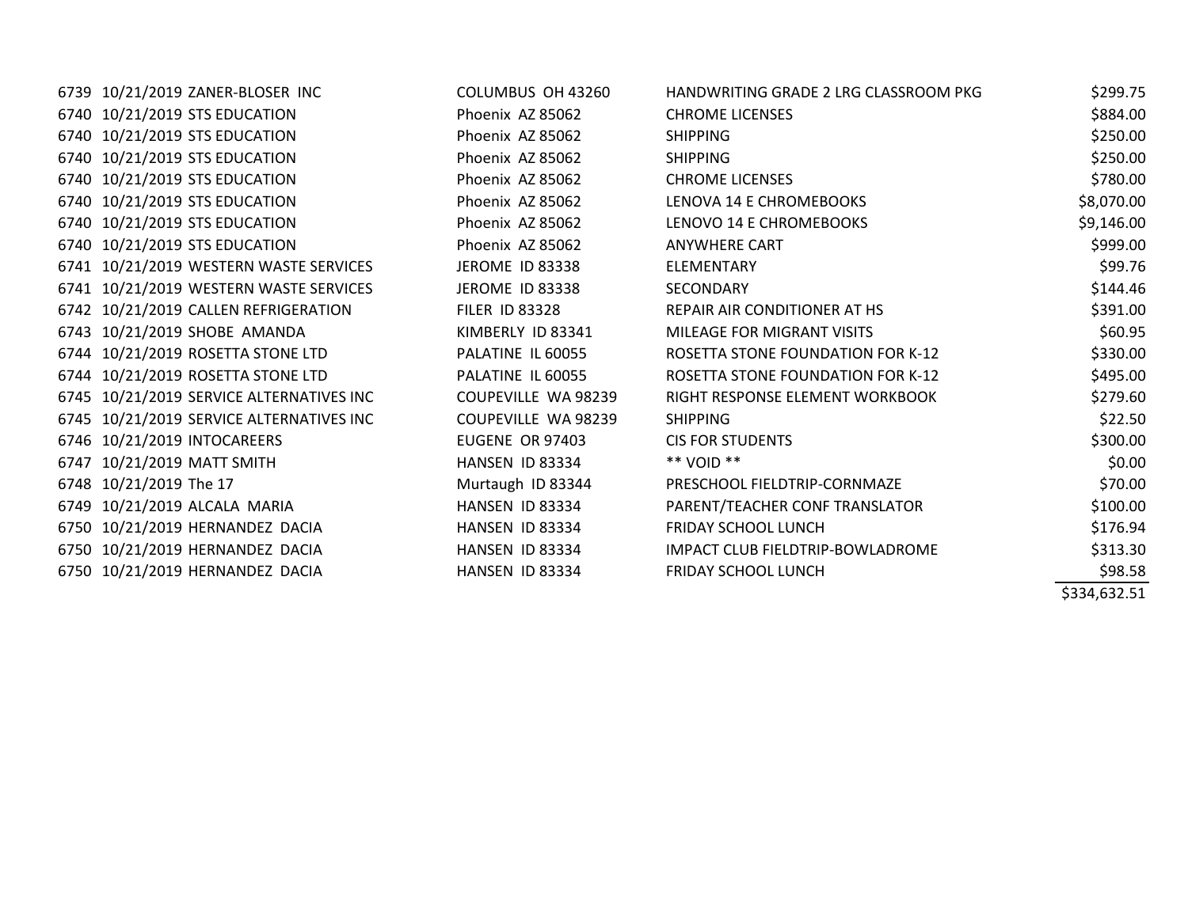| | | | | | |
|---|---|---|---|---|---|
| 6739 | 10/21/2019 | ZANER-BLOSER INC | COLUMBUS OH 43260 | HANDWRITING GRADE 2 LRG CLASSROOM PKG | $299.75 |
| 6740 | 10/21/2019 | STS EDUCATION | Phoenix AZ 85062 | CHROME LICENSES | $884.00 |
| 6740 | 10/21/2019 | STS EDUCATION | Phoenix AZ 85062 | SHIPPING | $250.00 |
| 6740 | 10/21/2019 | STS EDUCATION | Phoenix AZ 85062 | SHIPPING | $250.00 |
| 6740 | 10/21/2019 | STS EDUCATION | Phoenix AZ 85062 | CHROME LICENSES | $780.00 |
| 6740 | 10/21/2019 | STS EDUCATION | Phoenix AZ 85062 | LENOVA 14 E CHROMEBOOKS | $8,070.00 |
| 6740 | 10/21/2019 | STS EDUCATION | Phoenix AZ 85062 | LENOVO 14 E CHROMEBOOKS | $9,146.00 |
| 6740 | 10/21/2019 | STS EDUCATION | Phoenix AZ 85062 | ANYWHERE CART | $999.00 |
| 6741 | 10/21/2019 | WESTERN WASTE SERVICES | JEROME ID 83338 | ELEMENTARY | $99.76 |
| 6741 | 10/21/2019 | WESTERN WASTE SERVICES | JEROME ID 83338 | SECONDARY | $144.46 |
| 6742 | 10/21/2019 | CALLEN REFRIGERATION | FILER ID 83328 | REPAIR AIR CONDITIONER AT HS | $391.00 |
| 6743 | 10/21/2019 | SHOBE AMANDA | KIMBERLY ID 83341 | MILEAGE FOR MIGRANT VISITS | $60.95 |
| 6744 | 10/21/2019 | ROSETTA STONE LTD | PALATINE IL 60055 | ROSETTA STONE FOUNDATION FOR K-12 | $330.00 |
| 6744 | 10/21/2019 | ROSETTA STONE LTD | PALATINE IL 60055 | ROSETTA STONE FOUNDATION FOR K-12 | $495.00 |
| 6745 | 10/21/2019 | SERVICE ALTERNATIVES INC | COUPEVILLE WA 98239 | RIGHT RESPONSE ELEMENT WORKBOOK | $279.60 |
| 6745 | 10/21/2019 | SERVICE ALTERNATIVES INC | COUPEVILLE WA 98239 | SHIPPING | $22.50 |
| 6746 | 10/21/2019 | INTOCAREERS | EUGENE OR 97403 | CIS FOR STUDENTS | $300.00 |
| 6747 | 10/21/2019 | MATT SMITH | HANSEN ID 83334 | ** VOID ** | $0.00 |
| 6748 | 10/21/2019 | The 17 | Murtaugh ID 83344 | PRESCHOOL FIELDTRIP-CORNMAZE | $70.00 |
| 6749 | 10/21/2019 | ALCALA MARIA | HANSEN ID 83334 | PARENT/TEACHER CONF TRANSLATOR | $100.00 |
| 6750 | 10/21/2019 | HERNANDEZ DACIA | HANSEN ID 83334 | FRIDAY SCHOOL LUNCH | $176.94 |
| 6750 | 10/21/2019 | HERNANDEZ DACIA | HANSEN ID 83334 | IMPACT CLUB FIELDTRIP-BOWLADROME | $313.30 |
| 6750 | 10/21/2019 | HERNANDEZ DACIA | HANSEN ID 83334 | FRIDAY SCHOOL LUNCH | $98.58 |
| | | | | | $334,632.51 |